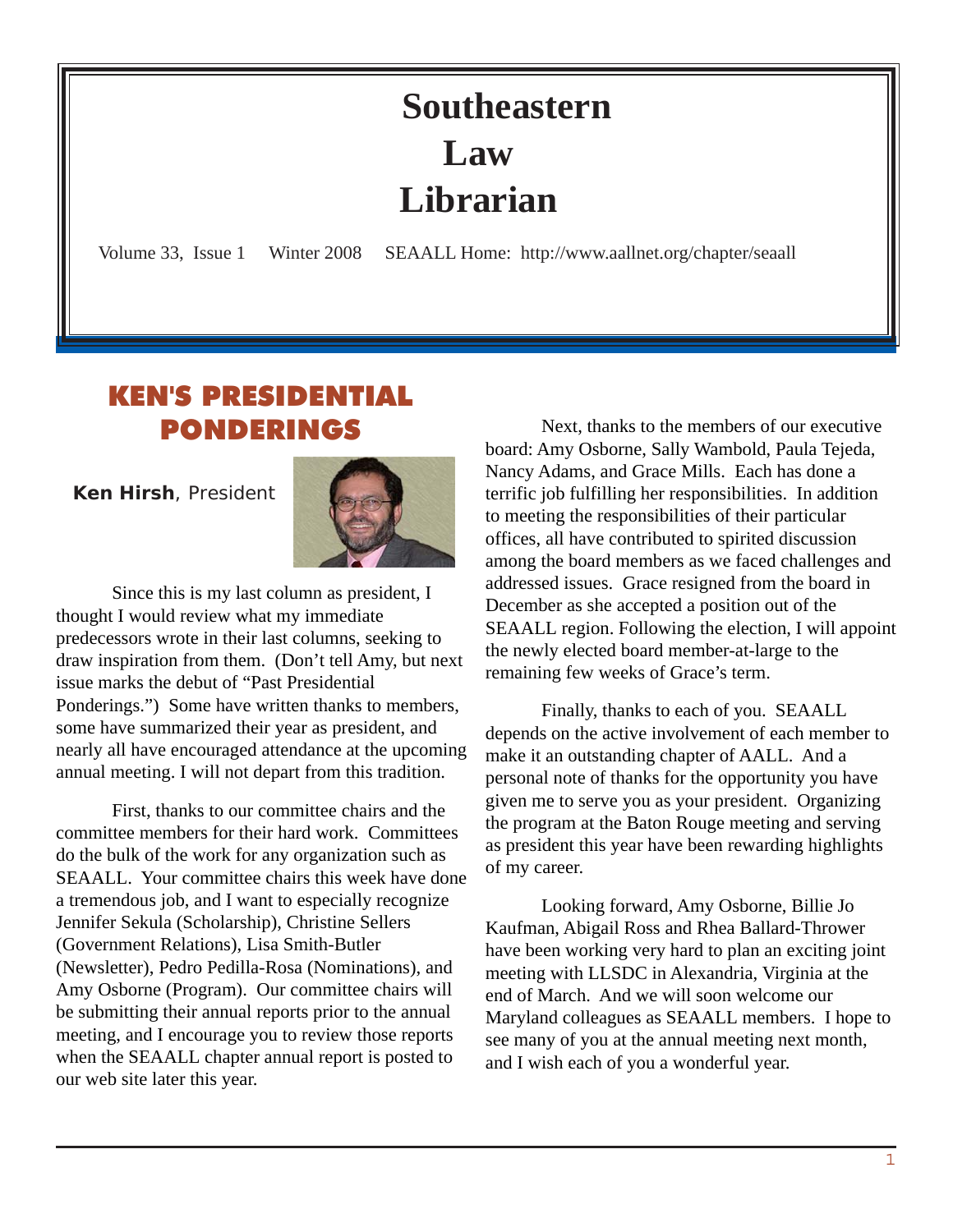# Southeastern Law Librarian

Volume 33, Issue 1 Winter 2008 SEAALL Home: http://www.aallnet.org/chapter/seaall

## KEN'S PRESIDENTIAL PONDERINGS

**Ken Hirsh**, President

Since this is my last column as president, I thought I would review what my immediate predecessors wrote in their last columns, seeking to draw inspiration from them. (Don't tell Amy, but next issue marks the debut of "Past Presidential Ponderings.") Some have written thanks to members, some have summarized their year as president, and nearly all have encouraged attendance at the upcoming annual meeting. I will not depart from this tradition.

First, thanks to our committee chairs and the committee members for their hard work. Committees do the bulk of the work for any organization such as SEAALL. Your committee chairs this week have done a tremendous job, and I want to especially recognize Jennifer Sekula (Scholarship), Christine Sellers (Government Relations), Lisa Smith-Butler (Newsletter), Pedro Pedilla-Rosa (Nominations), and Amy Osborne (Program). Our committee chairs will be submitting their annual reports prior to the annual meeting, and I encourage you to review those reports when the SEAALL chapter annual report is posted to our web site later this year.

Next, thanks to the members of our executive board: Amy Osborne, Sally Wambold, Paula Tejeda, Nancy Adams, and Grace Mills. Each has done a terrific job fulfilling her responsibilities. In addition to meeting the responsibilities of their particular offices, all have contributed to spirited discussion among the board members as we faced challenges and addressed issues. Grace resigned from the board in December as she accepted a position out of the SEAALL region. Following the election, I will appoint the newly elected board member-at-large to the remaining few weeks of Grace's term.

Finally, thanks to each of you. SEAALL depends on the active involvement of each member to make it an outstanding chapter of AALL. And a personal note of thanks for the opportunity you have given me to serve you as your president. Organizing the program at the Baton Rouge meeting and serving as president this year have been rewarding highlights of my career.

Looking forward, Amy Osborne, Billie Jo Kaufman, Abigail Ross and Rhea Ballard-Thrower have been working very hard to plan an exciting joint meeting with LLSDC in Alexandria, Virginia at the end of March. And we will soon welcome our Maryland colleagues as SEAALL members. I hope to see many of you at the annual meeting next month, and I wish each of you a wonderful year.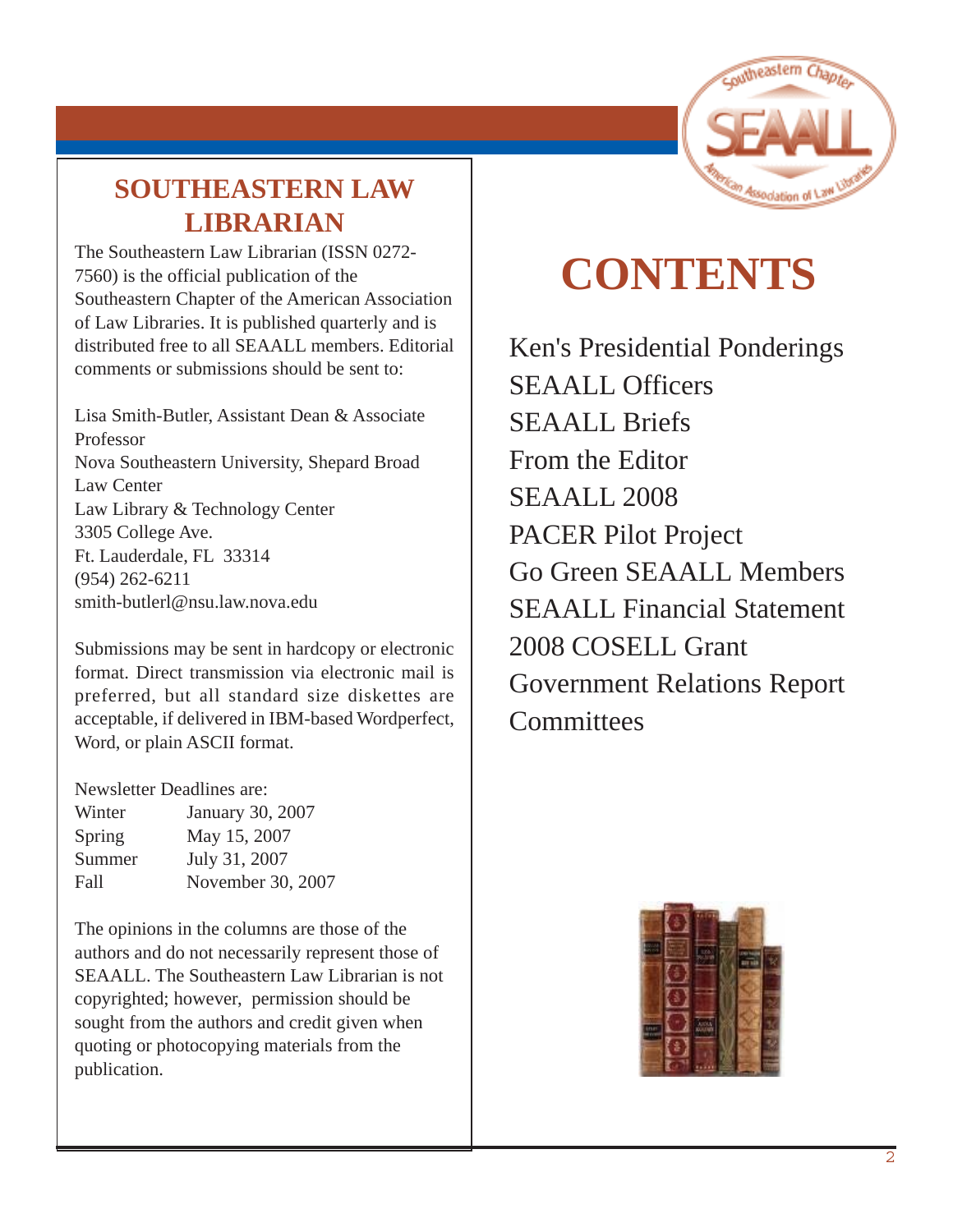## SOUTHEASTERN LAW LIBRARIAN

The Southeastern Law Librarian (ISSN 0272-7560) is the official publication of the Southeastern Chapter of the American Association of Law Libraries. It is published quarterly and is distributed free to all SEAALL members. Editorial comments or submissions should be sent to:

Lisa Smith-Butler, Assistant Dean & Associate Professor
Nova Southeastern University, Shepard Broad Law Center
Law Library & Technology Center
3305 College Ave.
Ft. Lauderdale, FL 33314
(954) 262-6211
smith-butlerl@nsu.law.nova.edu

Submissions may be sent in hardcopy or electronic format. Direct transmission via electronic mail is preferred, but all standard size diskettes are acceptable, if delivered in IBM-based Wordperfect, Word, or plain ASCII format.

Newsletter Deadlines are:

| | |
|---|---|
| Winter | January 30, 2007 |
| Spring | May 15, 2007 |
| Summer | July 31, 2007 |
| Fall | November 30, 2007 |

The opinions in the columns are those of the authors and do not necessarily represent those of SEAALL. The Southeastern Law Librarian is not copyrighted; however, permission should be sought from the authors and credit given when quoting or photocopying materials from the publication.

# CONTENTS

Ken's Presidential Ponderings
SEAALL Officers
SEAALL Briefs
From the Editor
SEAALL 2008
PACER Pilot Project
Go Green SEAALL Members
SEAALL Financial Statement
2008 COSELL Grant
Government Relations Report
Committees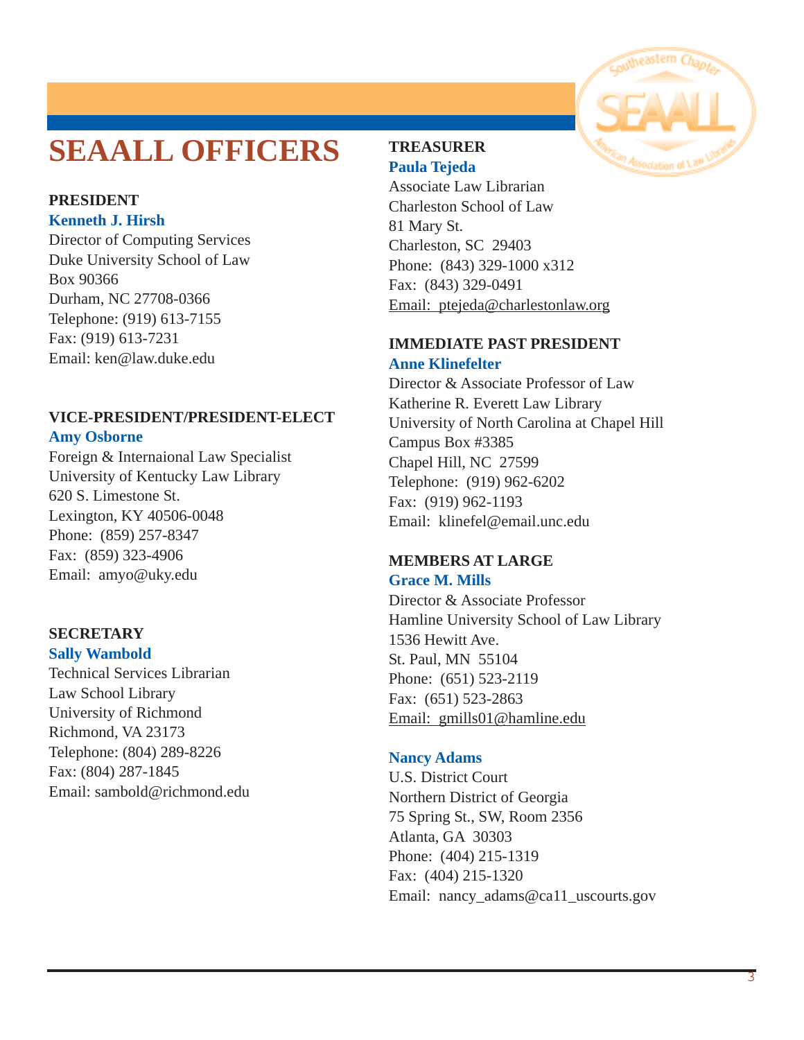# SEAALL OFFICERS

**PRESIDENT**
**Kenneth J. Hirsh**
Director of Computing Services
Duke University School of Law
Box 90366
Durham, NC 27708-0366
Telephone: (919) 613-7155
Fax: (919) 613-7231
Email: ken@law.duke.edu

**VICE-PRESIDENT/PRESIDENT-ELECT**
**Amy Osborne**
Foreign & Internaional Law Specialist
University of Kentucky Law Library
620 S. Limestone St.
Lexington, KY 40506-0048
Phone: (859) 257-8347
Fax: (859) 323-4906
Email: amyo@uky.edu

**SECRETARY**
**Sally Wambold**
Technical Services Librarian
Law School Library
University of Richmond
Richmond, VA 23173
Telephone: (804) 289-8226
Fax: (804) 287-1845
Email: sambold@richmond.edu

**TREASURER**
**Paula Tejeda**
Associate Law Librarian
Charleston School of Law
81 Mary St.
Charleston, SC 29403
Phone: (843) 329-1000 x312
Fax: (843) 329-0491
Email: ptejeda@charlestonlaw.org

**IMMEDIATE PAST PRESIDENT**
**Anne Klinefelter**
Director & Associate Professor of Law
Katherine R. Everett Law Library
University of North Carolina at Chapel Hill
Campus Box #3385
Chapel Hill, NC 27599
Telephone: (919) 962-6202
Fax: (919) 962-1193
Email: klinefel@email.unc.edu

**MEMBERS AT LARGE**
**Grace M. Mills**
Director & Associate Professor
Hamline University School of Law Library
1536 Hewitt Ave.
St. Paul, MN 55104
Phone: (651) 523-2119
Fax: (651) 523-2863
Email: gmills01@hamline.edu

**Nancy Adams**
U.S. District Court
Northern District of Georgia
75 Spring St., SW, Room 2356
Atlanta, GA 30303
Phone: (404) 215-1319
Fax: (404) 215-1320
Email: nancy_adams@ca11_uscourts.gov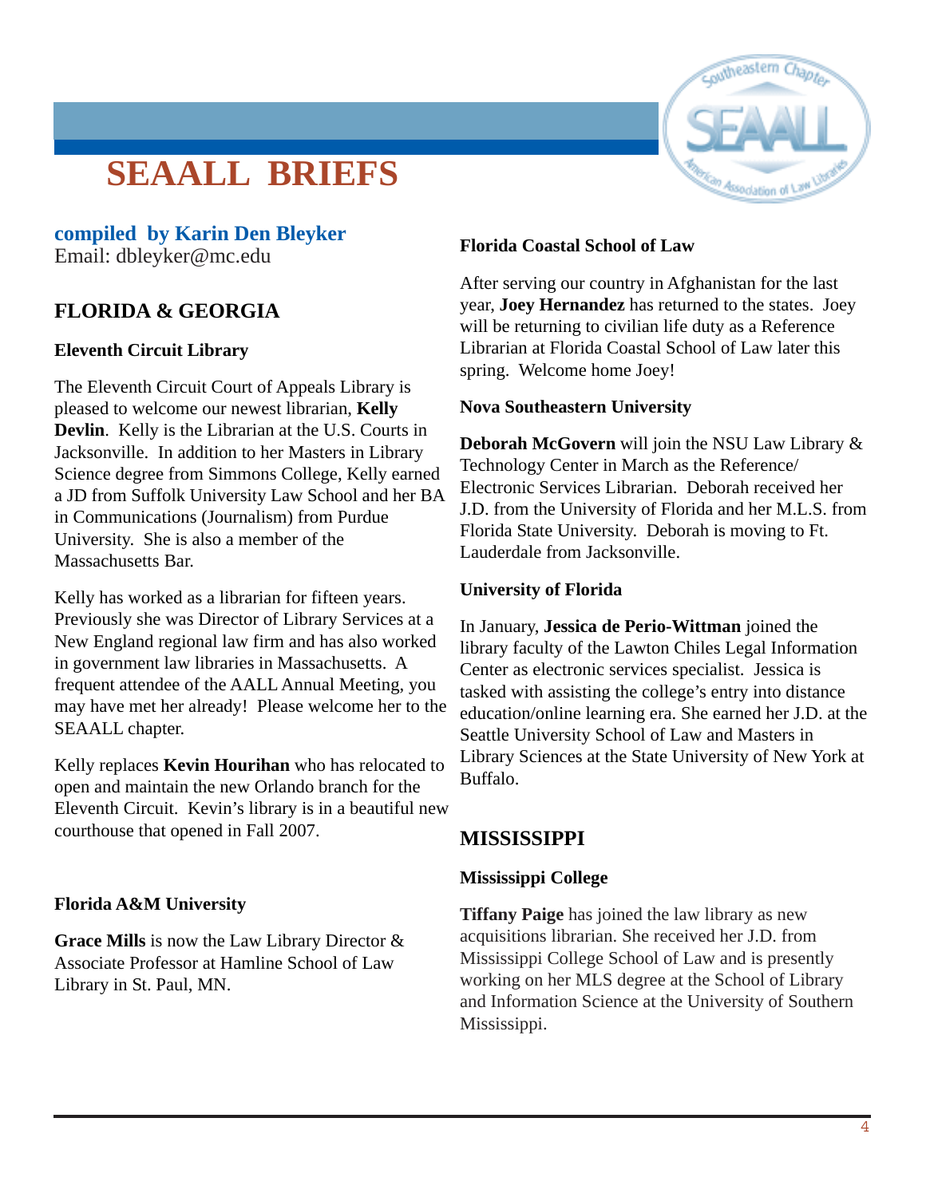# SEAALL BRIEFS

**compiled by Karin Den Bleyker**
Email: dbleyker@mc.edu

## FLORIDA & GEORGIA

### Eleventh Circuit Library

The Eleventh Circuit Court of Appeals Library is pleased to welcome our newest librarian, **Kelly Devlin**. Kelly is the Librarian at the U.S. Courts in Jacksonville. In addition to her Masters in Library Science degree from Simmons College, Kelly earned a JD from Suffolk University Law School and her BA in Communications (Journalism) from Purdue University. She is also a member of the Massachusetts Bar.

Kelly has worked as a librarian for fifteen years. Previously she was Director of Library Services at a New England regional law firm and has also worked in government law libraries in Massachusetts. A frequent attendee of the AALL Annual Meeting, you may have met her already! Please welcome her to the SEAALL chapter.

Kelly replaces **Kevin Hourihan** who has relocated to open and maintain the new Orlando branch for the Eleventh Circuit. Kevin's library is in a beautiful new courthouse that opened in Fall 2007.

### Florida A&M University

**Grace Mills** is now the Law Library Director & Associate Professor at Hamline School of Law Library in St. Paul, MN.

### Florida Coastal School of Law

After serving our country in Afghanistan for the last year, **Joey Hernandez** has returned to the states. Joey will be returning to civilian life duty as a Reference Librarian at Florida Coastal School of Law later this spring. Welcome home Joey!

### Nova Southeastern University

**Deborah McGovern** will join the NSU Law Library & Technology Center in March as the Reference/ Electronic Services Librarian. Deborah received her J.D. from the University of Florida and her M.L.S. from Florida State University. Deborah is moving to Ft. Lauderdale from Jacksonville.

### University of Florida

In January, **Jessica de Perio-Wittman** joined the library faculty of the Lawton Chiles Legal Information Center as electronic services specialist. Jessica is tasked with assisting the college's entry into distance education/online learning era. She earned her J.D. at the Seattle University School of Law and Masters in Library Sciences at the State University of New York at Buffalo.

## MISSISSIPPI

### Mississippi College

**Tiffany Paige** has joined the law library as new acquisitions librarian. She received her J.D. from Mississippi College School of Law and is presently working on her MLS degree at the School of Library and Information Science at the University of Southern Mississippi.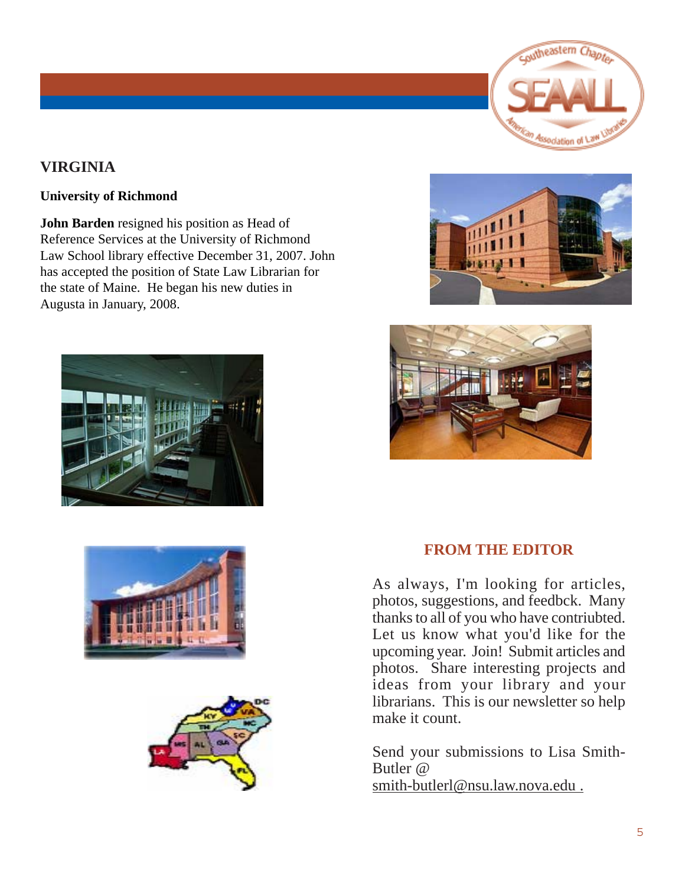## VIRGINIA

**University of Richmond**

**John Barden** resigned his position as Head of Reference Services at the University of Richmond Law School library effective December 31, 2007. John has accepted the position of State Law Librarian for the state of Maine. He began his new duties in Augusta in January, 2008.

## FROM THE EDITOR

As always, I'm looking for articles, photos, suggestions, and feedbck. Many thanks to all of you who have contriubted. Let us know what you'd like for the upcoming year. Join! Submit articles and photos. Share interesting projects and ideas from your library and your librarians. This is our newsletter so help make it count.

Send your submissions to Lisa Smith-Butler @ smith-butlerl@nsu.law.nova.edu .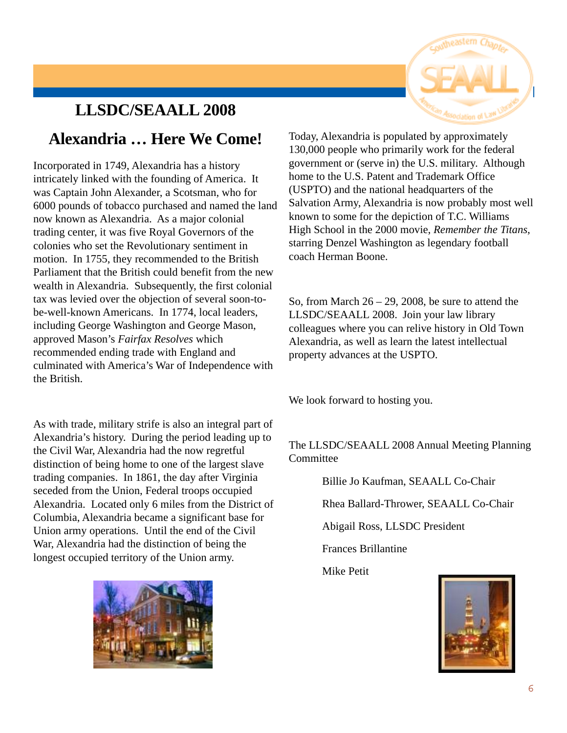# LLSDC/SEAALL 2008

## Alexandria … Here We Come!

Incorporated in 1749, Alexandria has a history intricately linked with the founding of America. It was Captain John Alexander, a Scotsman, who for 6000 pounds of tobacco purchased and named the land now known as Alexandria. As a major colonial trading center, it was five Royal Governors of the colonies who set the Revolutionary sentiment in motion. In 1755, they recommended to the British Parliament that the British could benefit from the new wealth in Alexandria. Subsequently, the first colonial tax was levied over the objection of several soon-to-be-well-known Americans. In 1774, local leaders, including George Washington and George Mason, approved Mason's *Fairfax Resolves* which recommended ending trade with England and culminated with America's War of Independence with the British.

As with trade, military strife is also an integral part of Alexandria's history. During the period leading up to the Civil War, Alexandria had the now regretful distinction of being home to one of the largest slave trading companies. In 1861, the day after Virginia seceded from the Union, Federal troops occupied Alexandria. Located only 6 miles from the District of Columbia, Alexandria became a significant base for Union army operations. Until the end of the Civil War, Alexandria had the distinction of being the longest occupied territory of the Union army.

Today, Alexandria is populated by approximately 130,000 people who primarily work for the federal government or (serve in) the U.S. military. Although home to the U.S. Patent and Trademark Office (USPTO) and the national headquarters of the Salvation Army, Alexandria is now probably most well known to some for the depiction of T.C. Williams High School in the 2000 movie, *Remember the Titans*, starring Denzel Washington as legendary football coach Herman Boone.

So, from March 26 – 29, 2008, be sure to attend the LLSDC/SEAALL 2008. Join your law library colleagues where you can relive history in Old Town Alexandria, as well as learn the latest intellectual property advances at the USPTO.

We look forward to hosting you.

The LLSDC/SEAALL 2008 Annual Meeting Planning Committee

Billie Jo Kaufman, SEAALL Co-Chair

Rhea Ballard-Thrower, SEAALL Co-Chair

Abigail Ross, LLSDC President

Frances Brillantine

Mike Petit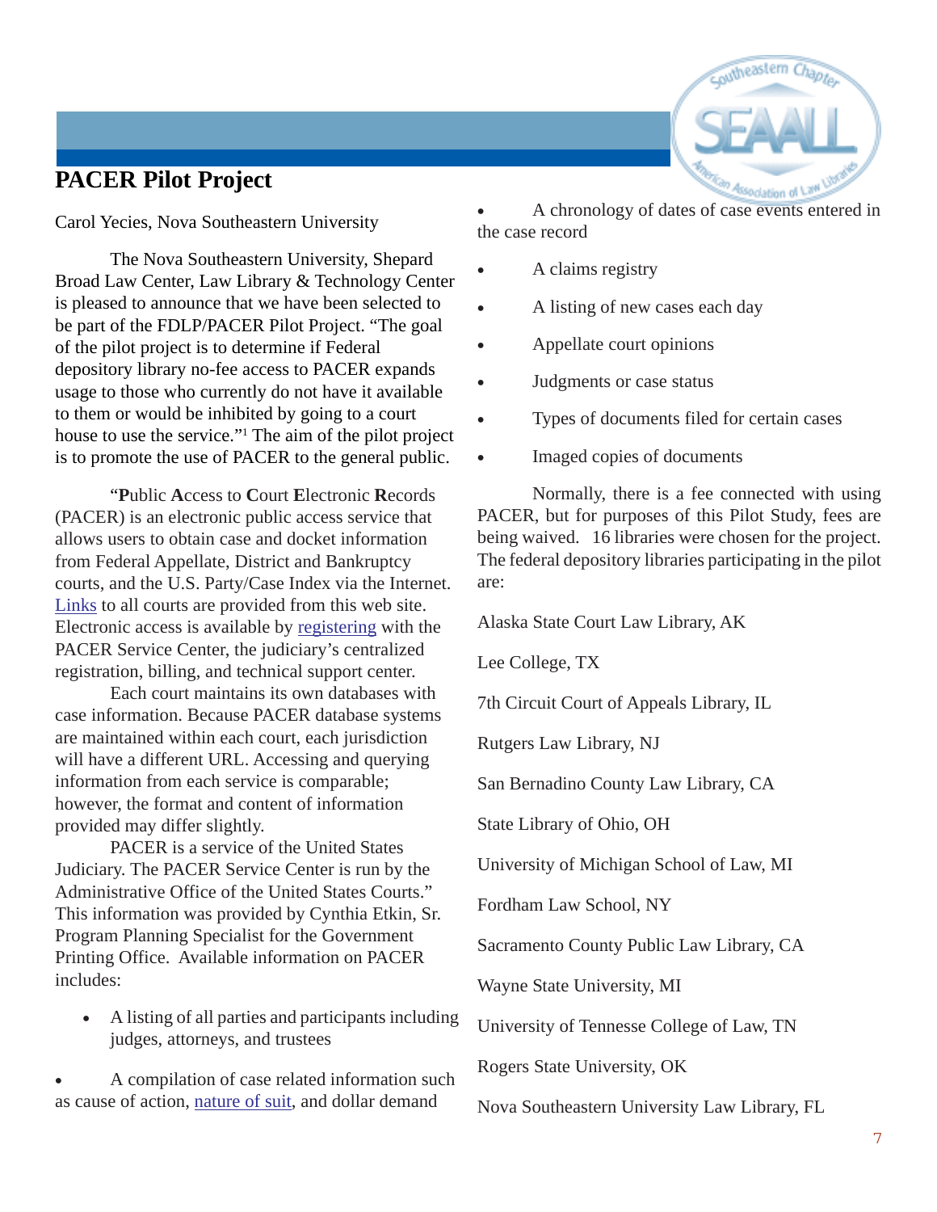# PACER Pilot Project

Carol Yecies, Nova Southeastern University

The Nova Southeastern University, Shepard Broad Law Center, Law Library & Technology Center is pleased to announce that we have been selected to be part of the FDLP/PACER Pilot Project. "The goal of the pilot project is to determine if Federal depository library no-fee access to PACER expands usage to those who currently do not have it available to them or would be inhibited by going to a court house to use the service."[1] The aim of the pilot project is to promote the use of PACER to the general public.

"**P**ublic **A**ccess to **C**ourt **E**lectronic **R**ecords (PACER) is an electronic public access service that allows users to obtain case and docket information from Federal Appellate, District and Bankruptcy courts, and the U.S. Party/Case Index via the Internet. Links to all courts are provided from this web site. Electronic access is available by registering with the PACER Service Center, the judiciary's centralized registration, billing, and technical support center.

Each court maintains its own databases with case information. Because PACER database systems are maintained within each court, each jurisdiction will have a different URL. Accessing and querying information from each service is comparable; however, the format and content of information provided may differ slightly.

PACER is a service of the United States Judiciary. The PACER Service Center is run by the Administrative Office of the United States Courts." This information was provided by Cynthia Etkin, Sr. Program Planning Specialist for the Government Printing Office. Available information on PACER includes:

- A listing of all parties and participants including judges, attorneys, and trustees
- A compilation of case related information such as cause of action, nature of suit, and dollar demand
- A chronology of dates of case events entered in the case record
- A claims registry
- A listing of new cases each day
- Appellate court opinions
- Judgments or case status
- Types of documents filed for certain cases
- Imaged copies of documents

Normally, there is a fee connected with using PACER, but for purposes of this Pilot Study, fees are being waived. 16 libraries were chosen for the project. The federal depository libraries participating in the pilot are:

Alaska State Court Law Library, AK

Lee College, TX

7th Circuit Court of Appeals Library, IL

Rutgers Law Library, NJ

San Bernadino County Law Library, CA

State Library of Ohio, OH

University of Michigan School of Law, MI

Fordham Law School, NY

Sacramento County Public Law Library, CA

Wayne State University, MI

University of Tennesse College of Law, TN

Rogers State University, OK

Nova Southeastern University Law Library, FL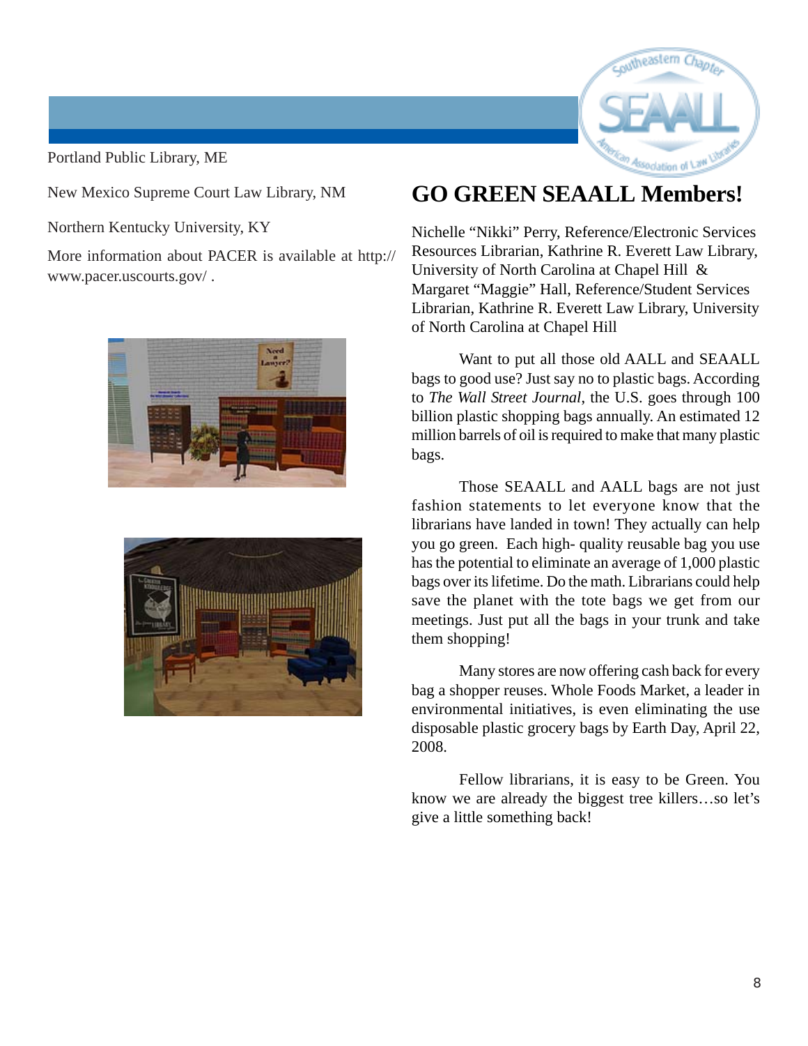Portland Public Library, ME

New Mexico Supreme Court Law Library, NM

Northern Kentucky University, KY

More information about PACER is available at http://www.pacer.uscourts.gov/ .

# GO GREEN SEAALL Members!

Nichelle "Nikki" Perry, Reference/Electronic Services Resources Librarian, Kathrine R. Everett Law Library, University of North Carolina at Chapel Hill & Margaret "Maggie" Hall, Reference/Student Services Librarian, Kathrine R. Everett Law Library, University of North Carolina at Chapel Hill

Want to put all those old AALL and SEAALL bags to good use? Just say no to plastic bags. According to *The Wall Street Journal*, the U.S. goes through 100 billion plastic shopping bags annually. An estimated 12 million barrels of oil is required to make that many plastic bags.

Those SEAALL and AALL bags are not just fashion statements to let everyone know that the librarians have landed in town! They actually can help you go green. Each high- quality reusable bag you use has the potential to eliminate an average of 1,000 plastic bags over its lifetime. Do the math. Librarians could help save the planet with the tote bags we get from our meetings. Just put all the bags in your trunk and take them shopping!

Many stores are now offering cash back for every bag a shopper reuses. Whole Foods Market, a leader in environmental initiatives, is even eliminating the use disposable plastic grocery bags by Earth Day, April 22, 2008.

Fellow librarians, it is easy to be Green. You know we are already the biggest tree killers…so let's give a little something back!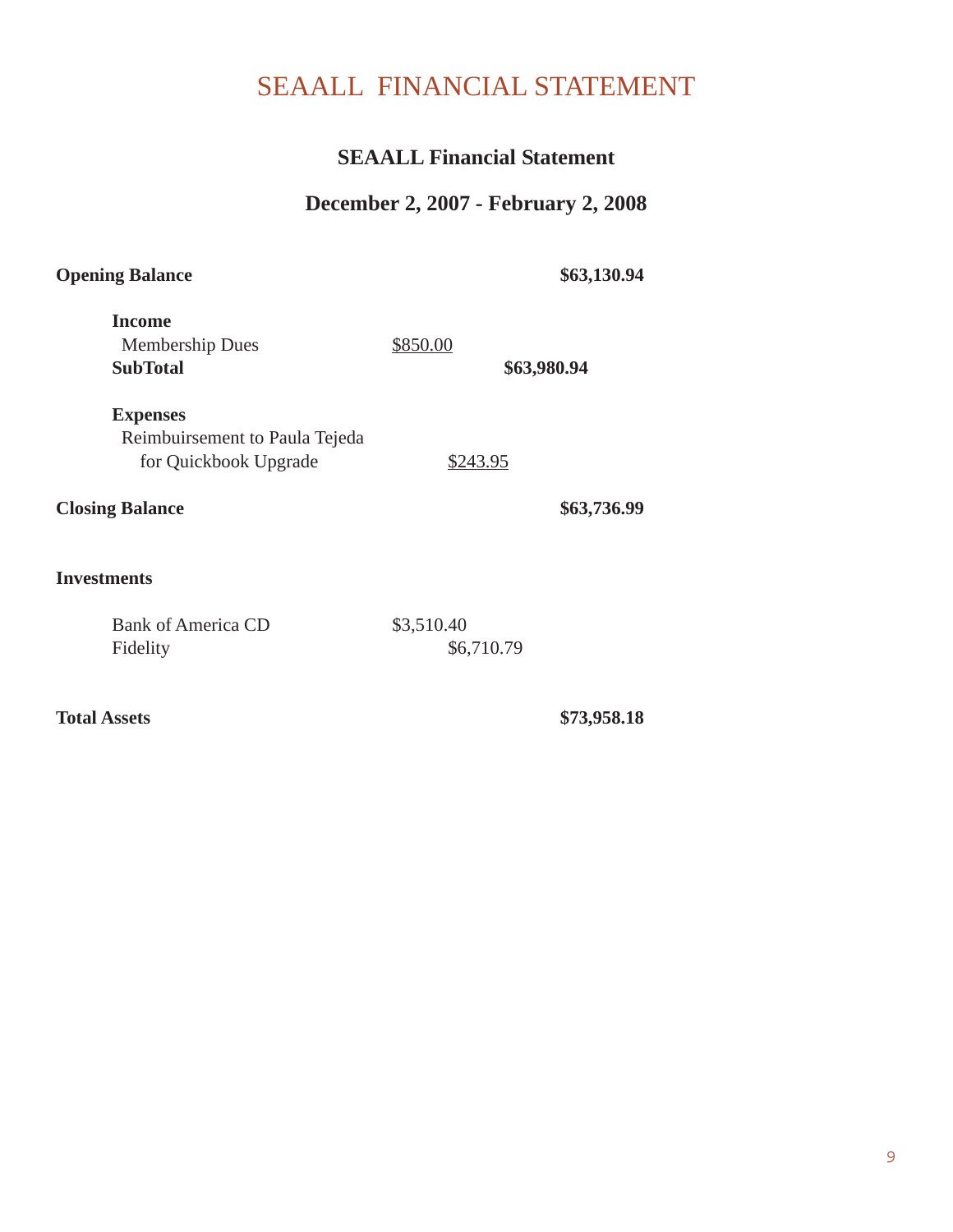# SEAALL FINANCIAL STATEMENT

## SEAALL Financial Statement

## December 2, 2007 - February 2, 2008

| | | | |
|---|---|---|---|
| **Opening Balance** | | | **$63,130.94** |
| **Income** | | | |
| Membership Dues | $850.00 | | |
| **SubTotal** | | **$63,980.94** | |
| **Expenses** | | | |
| Reimbuirsement to Paula Tejeda for Quickbook Upgrade | $243.95 | | |
| **Closing Balance** | | | **$63,736.99** |
| **Investments** | | | |
| Bank of America CD | $3,510.40 | | |
| Fidelity | $6,710.79 | | |
| **Total Assets** | | | **$73,958.18** |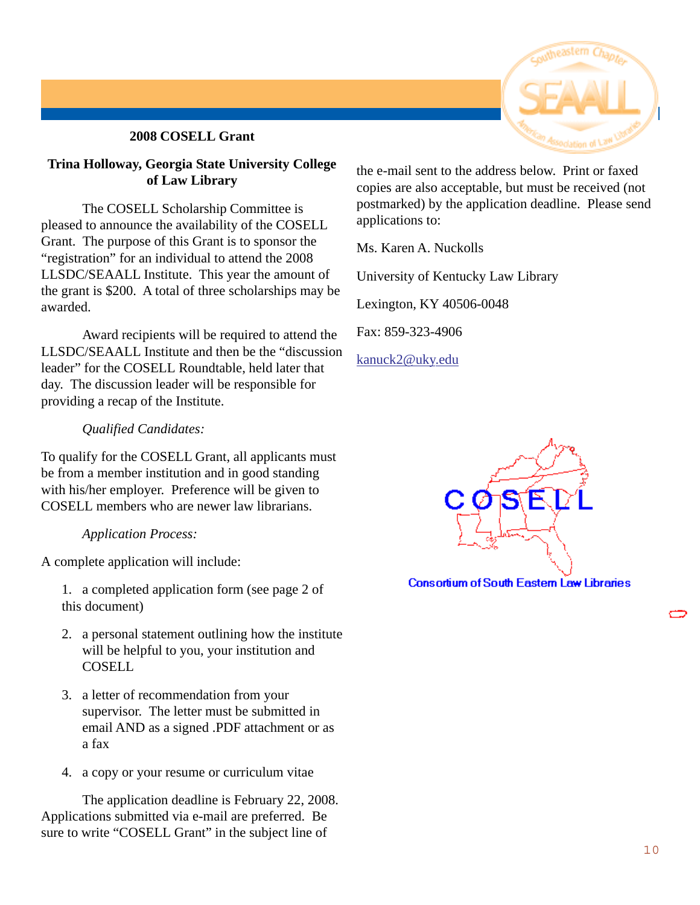## 2008 COSELL Grant

### Trina Holloway, Georgia State University College of Law Library

The COSELL Scholarship Committee is pleased to announce the availability of the COSELL Grant. The purpose of this Grant is to sponsor the "registration" for an individual to attend the 2008 LLSDC/SEAALL Institute. This year the amount of the grant is $200. A total of three scholarships may be awarded.

Award recipients will be required to attend the LLSDC/SEAALL Institute and then be the "discussion leader" for the COSELL Roundtable, held later that day. The discussion leader will be responsible for providing a recap of the Institute.

*Qualified Candidates:*

To qualify for the COSELL Grant, all applicants must be from a member institution and in good standing with his/her employer. Preference will be given to COSELL members who are newer law librarians.

*Application Process:*

A complete application will include:

1. a completed application form (see page 2 of this document)
2. a personal statement outlining how the institute will be helpful to you, your institution and COSELL
3. a letter of recommendation from your supervisor. The letter must be submitted in email AND as a signed .PDF attachment or as a fax
4. a copy or your resume or curriculum vitae

The application deadline is February 22, 2008. Applications submitted via e-mail are preferred. Be sure to write "COSELL Grant" in the subject line of the e-mail sent to the address below. Print or faxed copies are also acceptable, but must be received (not postmarked) by the application deadline. Please send applications to:

Ms. Karen A. Nuckolls

University of Kentucky Law Library

Lexington, KY 40506-0048

Fax: 859-323-4906

kanuck2@uky.edu

COSELL

Consortium of South Eastern Law Libraries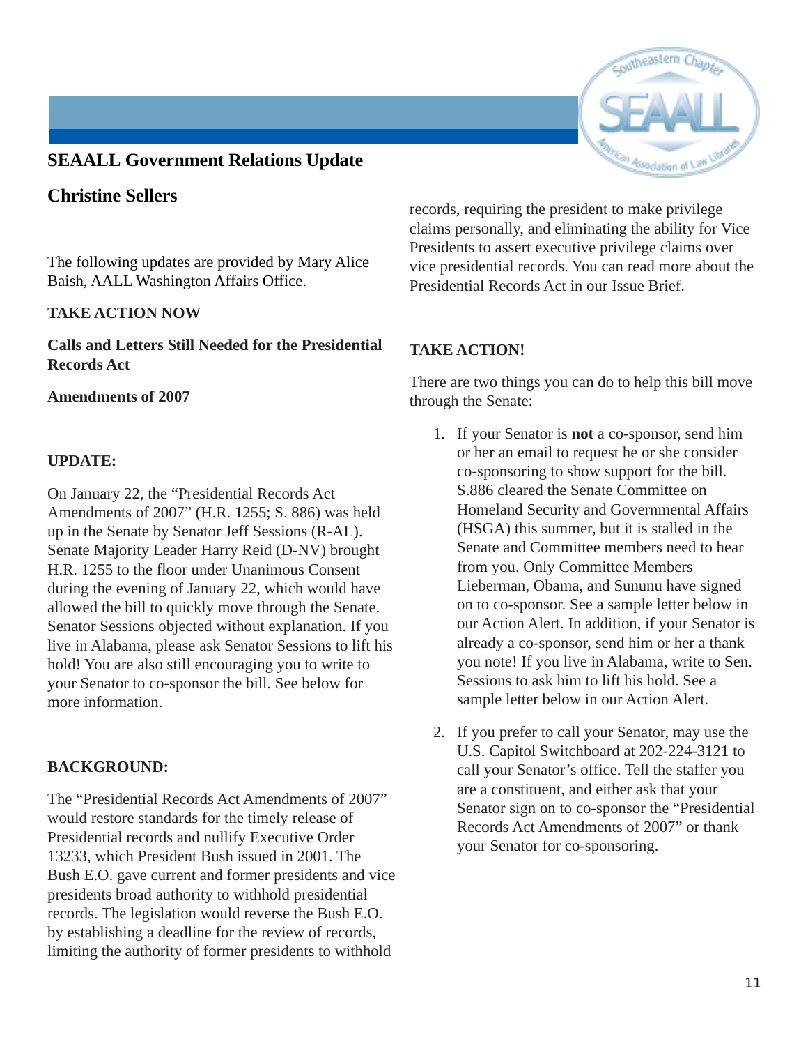## SEAALL Government Relations Update

## Christine Sellers

The following updates are provided by Mary Alice Baish, AALL Washington Affairs Office.

**TAKE ACTION NOW**

**Calls and Letters Still Needed for the Presidential Records Act**

**Amendments of 2007**

**UPDATE:**

On January 22, the "Presidential Records Act Amendments of 2007" (H.R. 1255; S. 886) was held up in the Senate by Senator Jeff Sessions (R-AL). Senate Majority Leader Harry Reid (D-NV) brought H.R. 1255 to the floor under Unanimous Consent during the evening of January 22, which would have allowed the bill to quickly move through the Senate. Senator Sessions objected without explanation. If you live in Alabama, please ask Senator Sessions to lift his hold! You are also still encouraging you to write to your Senator to co-sponsor the bill. See below for more information.

**BACKGROUND:**

The "Presidential Records Act Amendments of 2007" would restore standards for the timely release of Presidential records and nullify Executive Order 13233, which President Bush issued in 2001. The Bush E.O. gave current and former presidents and vice presidents broad authority to withhold presidential records. The legislation would reverse the Bush E.O. by establishing a deadline for the review of records, limiting the authority of former presidents to withhold records, requiring the president to make privilege claims personally, and eliminating the ability for Vice Presidents to assert executive privilege claims over vice presidential records. You can read more about the Presidential Records Act in our Issue Brief.

**TAKE ACTION!**

There are two things you can do to help this bill move through the Senate:

1. If your Senator is **not** a co-sponsor, send him or her an email to request he or she consider co-sponsoring to show support for the bill. S.886 cleared the Senate Committee on Homeland Security and Governmental Affairs (HSGA) this summer, but it is stalled in the Senate and Committee members need to hear from you. Only Committee Members Lieberman, Obama, and Sununu have signed on to co-sponsor. See a sample letter below in our Action Alert. In addition, if your Senator is already a co-sponsor, send him or her a thank you note! If you live in Alabama, write to Sen. Sessions to ask him to lift his hold. See a sample letter below in our Action Alert.

2. If you prefer to call your Senator, may use the U.S. Capitol Switchboard at 202-224-3121 to call your Senator's office. Tell the staffer you are a constituent, and either ask that your Senator sign on to co-sponsor the "Presidential Records Act Amendments of 2007" or thank your Senator for co-sponsoring.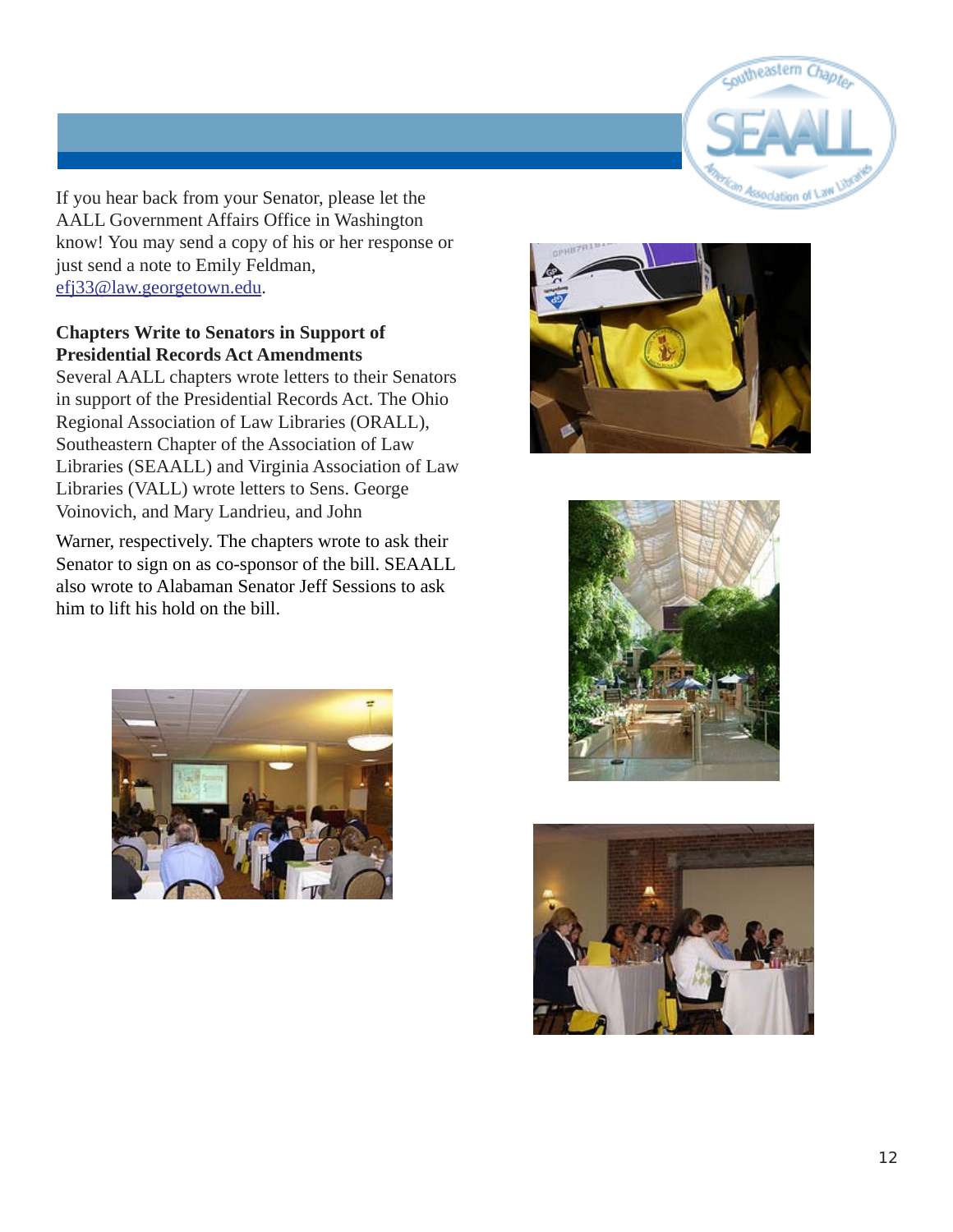If you hear back from your Senator, please let the AALL Government Affairs Office in Washington know! You may send a copy of his or her response or just send a note to Emily Feldman, efj33@law.georgetown.edu.

**Chapters Write to Senators in Support of Presidential Records Act Amendments**

Several AALL chapters wrote letters to their Senators in support of the Presidential Records Act. The Ohio Regional Association of Law Libraries (ORALL), Southeastern Chapter of the Association of Law Libraries (SEAALL) and Virginia Association of Law Libraries (VALL) wrote letters to Sens. George Voinovich, and Mary Landrieu, and John Warner, respectively. The chapters wrote to ask their Senator to sign on as co-sponsor of the bill. SEAALL also wrote to Alabaman Senator Jeff Sessions to ask him to lift his hold on the bill.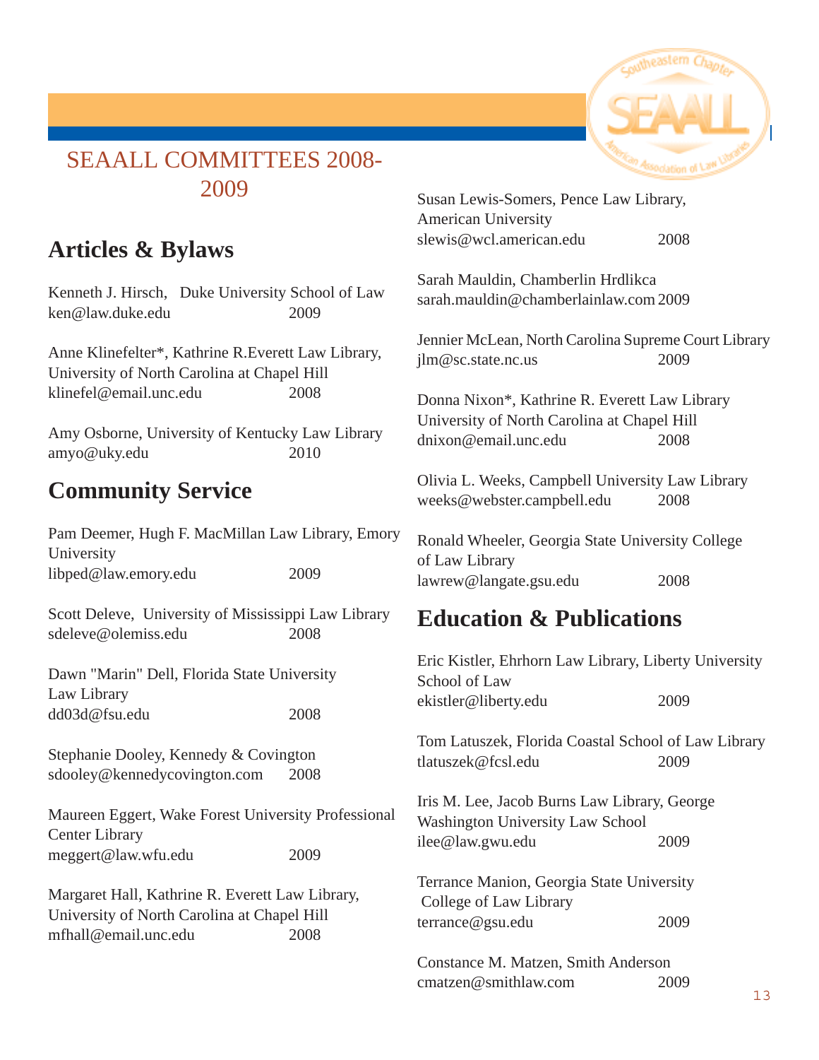# SEAALL COMMITTEES 2008-2009

## Articles & Bylaws

Kenneth J. Hirsch, Duke University School of Law
ken@law.duke.edu 2009

Anne Klinefelter*, Kathrine R.Everett Law Library, University of North Carolina at Chapel Hill
klinefel@email.unc.edu 2008

Amy Osborne, University of Kentucky Law Library
amyo@uky.edu 2010

## Community Service

Pam Deemer, Hugh F. MacMillan Law Library, Emory University
libped@law.emory.edu 2009

Scott Deleve, University of Mississippi Law Library
sdeleve@olemiss.edu 2008

Dawn "Marin" Dell, Florida State University Law Library
dd03d@fsu.edu 2008

Stephanie Dooley, Kennedy & Covington
sdooley@kennedycovington.com 2008

Maureen Eggert, Wake Forest University Professional Center Library
meggert@law.wfu.edu 2009

Margaret Hall, Kathrine R. Everett Law Library, University of North Carolina at Chapel Hill
mfhall@email.unc.edu 2008

Susan Lewis-Somers, Pence Law Library, American University
slewis@wcl.american.edu 2008

Sarah Mauldin, Chamberlin Hrdlikca
sarah.mauldin@chamberlainlaw.com 2009

Jennier McLean, North Carolina Supreme Court Library
jlm@sc.state.nc.us 2009

Donna Nixon*, Kathrine R. Everett Law Library University of North Carolina at Chapel Hill
dnixon@email.unc.edu 2008

Olivia L. Weeks, Campbell University Law Library
weeks@webster.campbell.edu 2008

Ronald Wheeler, Georgia State University College of Law Library
lawrew@langate.gsu.edu 2008

## Education & Publications

Eric Kistler, Ehrhorn Law Library, Liberty University School of Law
ekistler@liberty.edu 2009

Tom Latuszek, Florida Coastal School of Law Library
tlatuszek@fcsl.edu 2009

Iris M. Lee, Jacob Burns Law Library, George Washington University Law School
ilee@law.gwu.edu 2009

Terrance Manion, Georgia State University College of Law Library
terrance@gsu.edu 2009

Constance M. Matzen, Smith Anderson
cmatzen@smithlaw.com 2009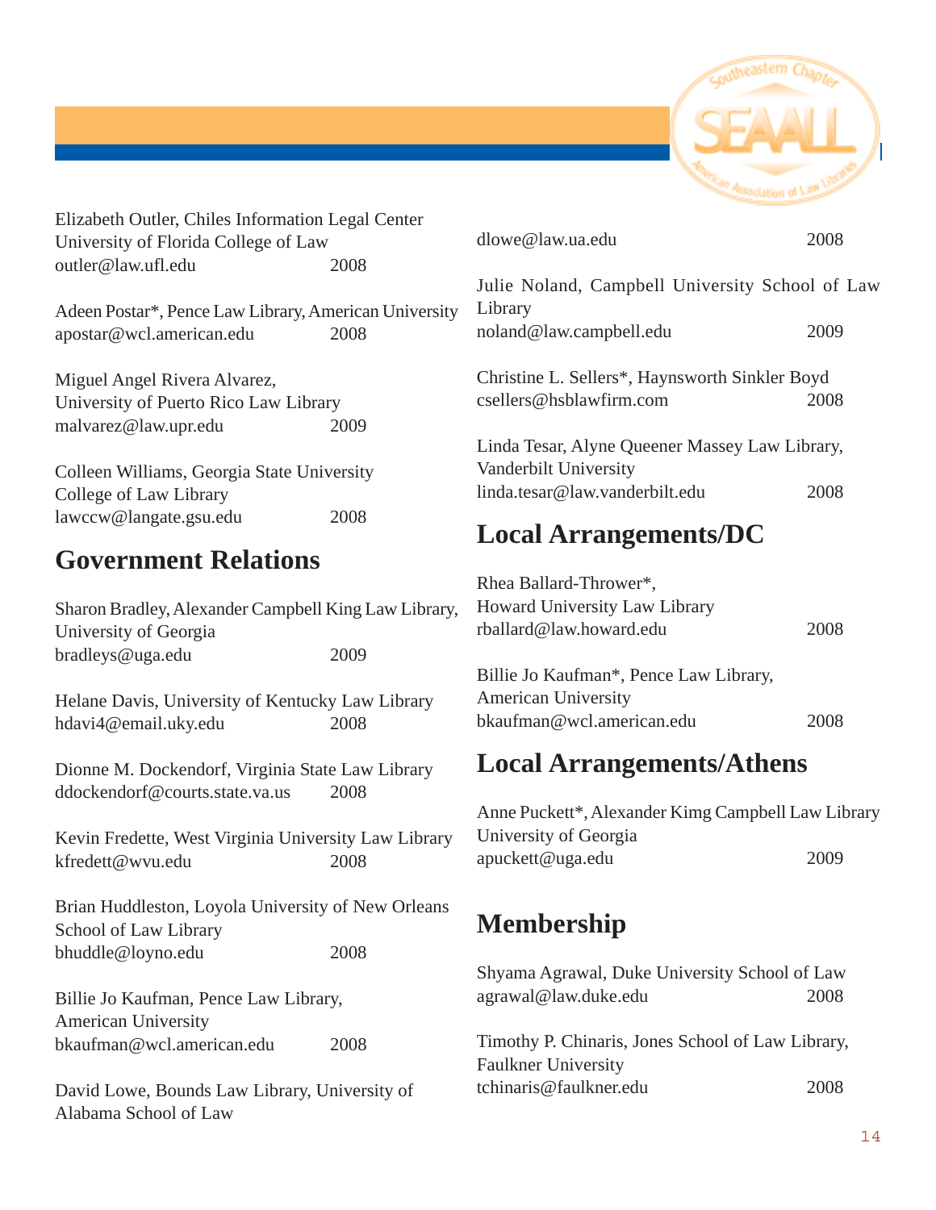Elizabeth Outler, Chiles Information Legal Center
University of Florida College of Law
outler@law.ufl.edu 2008

Adeen Postar*, Pence Law Library, American University
apostar@wcl.american.edu 2008

Miguel Angel Rivera Alvarez,
University of Puerto Rico Law Library
malvarez@law.upr.edu 2009

Colleen Williams, Georgia State University
College of Law Library
lawccw@langate.gsu.edu 2008

## Government Relations

Sharon Bradley, Alexander Campbell King Law Library, University of Georgia
bradleys@uga.edu 2009

Helane Davis, University of Kentucky Law Library
hdavi4@email.uky.edu 2008

Dionne M. Dockendorf, Virginia State Law Library
ddockendorf@courts.state.va.us 2008

Kevin Fredette, West Virginia University Law Library
kfredett@wvu.edu 2008

Brian Huddleston, Loyola University of New Orleans School of Law Library
bhuddle@loyno.edu 2008

Billie Jo Kaufman, Pence Law Library,
American University
bkaufman@wcl.american.edu 2008

David Lowe, Bounds Law Library, University of Alabama School of Law
dlowe@law.ua.edu 2008

Julie Noland, Campbell University School of Law Library
noland@law.campbell.edu 2009

Christine L. Sellers*, Haynsworth Sinkler Boyd
csellers@hsblawfirm.com 2008

Linda Tesar, Alyne Queener Massey Law Library, Vanderbilt University
linda.tesar@law.vanderbilt.edu 2008

## Local Arrangements/DC

Rhea Ballard-Thrower*,
Howard University Law Library
rballard@law.howard.edu 2008

Billie Jo Kaufman*, Pence Law Library,
American University
bkaufman@wcl.american.edu 2008

## Local Arrangements/Athens

Anne Puckett*, Alexander Kimg Campbell Law Library
University of Georgia
apuckett@uga.edu 2009

## Membership

Shyama Agrawal, Duke University School of Law
agrawal@law.duke.edu 2008

Timothy P. Chinaris, Jones School of Law Library, Faulkner University
tchinaris@faulkner.edu 2008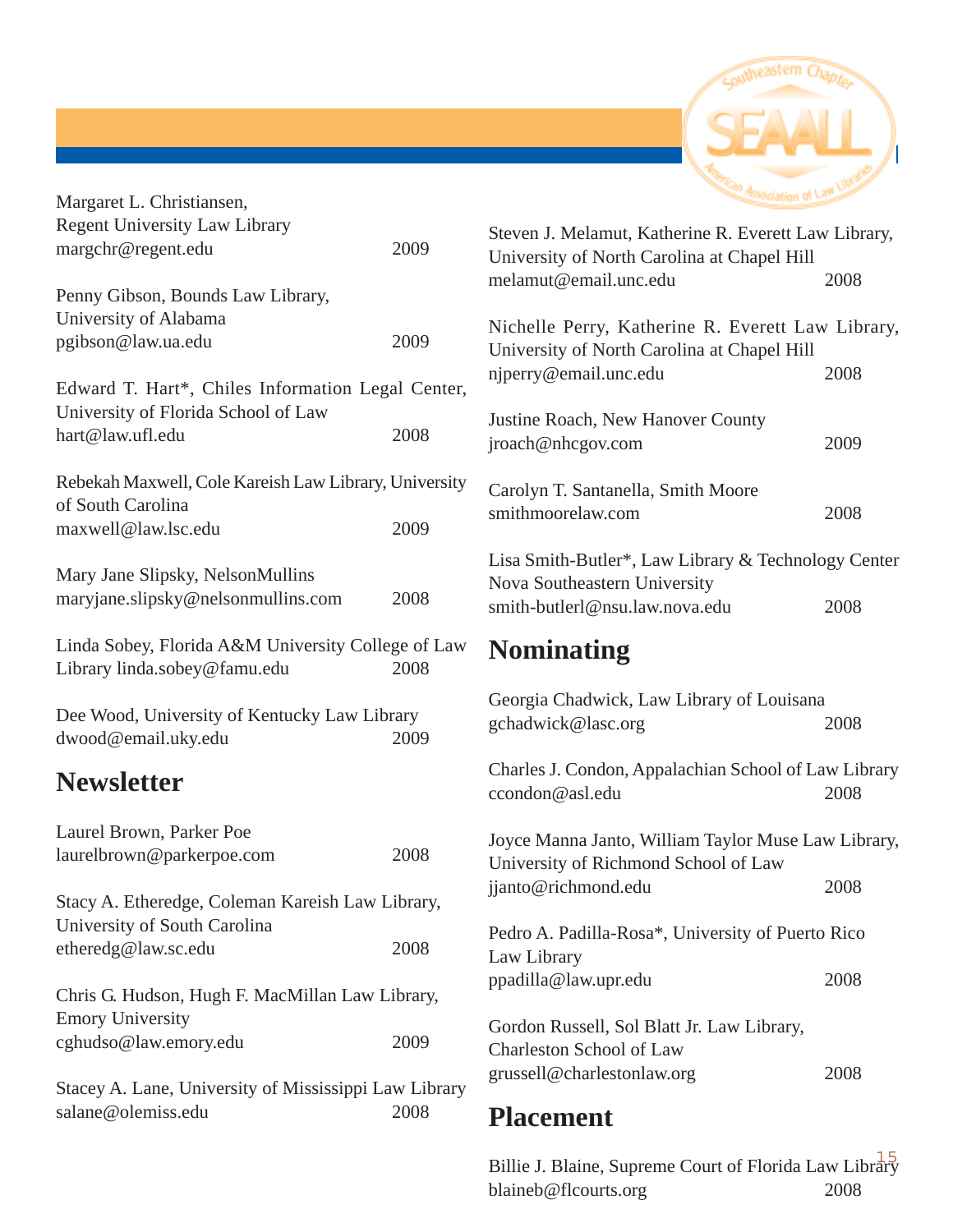Margaret L. Christiansen,
Regent University Law Library
margchr@regent.edu 2009

Penny Gibson, Bounds Law Library,
University of Alabama
pgibson@law.ua.edu 2009

Edward T. Hart*, Chiles Information Legal Center,
University of Florida School of Law
hart@law.ufl.edu 2008

Rebekah Maxwell, Cole Kareish Law Library, University of South Carolina
maxwell@law.lsc.edu 2009

Mary Jane Slipsky, NelsonMullins
maryjane.slipsky@nelsonmullins.com 2008

Linda Sobey, Florida A&M University College of Law Library linda.sobey@famu.edu 2008

Dee Wood, University of Kentucky Law Library
dwood@email.uky.edu 2009

## Newsletter

Laurel Brown, Parker Poe
laurelbrown@parkerpoe.com 2008

Stacy A. Etheredge, Coleman Kareish Law Library,
University of South Carolina
etheredg@law.sc.edu 2008

Chris G. Hudson, Hugh F. MacMillan Law Library,
Emory University
cghudso@law.emory.edu 2009

Stacey A. Lane, University of Mississippi Law Library
salane@olemiss.edu 2008

Steven J. Melamut, Katherine R. Everett Law Library,
University of North Carolina at Chapel Hill
melamut@email.unc.edu 2008

Nichelle Perry, Katherine R. Everett Law Library,
University of North Carolina at Chapel Hill
njperry@email.unc.edu 2008

Justine Roach, New Hanover County
jroach@nhcgov.com 2009

Carolyn T. Santanella, Smith Moore
smithmoorelaw.com 2008

Lisa Smith-Butler*, Law Library & Technology Center
Nova Southeastern University
smith-butlerl@nsu.law.nova.edu 2008

## Nominating

Georgia Chadwick, Law Library of Louisana
gchadwick@lasc.org 2008

Charles J. Condon, Appalachian School of Law Library
ccondon@asl.edu 2008

Joyce Manna Janto, William Taylor Muse Law Library,
University of Richmond School of Law
jjanto@richmond.edu 2008

Pedro A. Padilla-Rosa*, University of Puerto Rico
Law Library
ppadilla@law.upr.edu 2008

Gordon Russell, Sol Blatt Jr. Law Library,
Charleston School of Law
grussell@charlestonlaw.org 2008

## Placement

Billie J. Blaine, Supreme Court of Florida Law Library
blaineb@flcourts.org 2008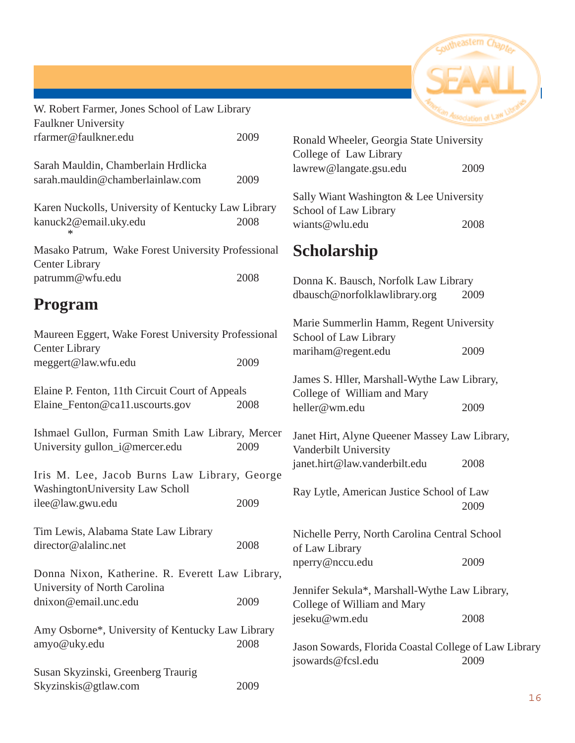W. Robert Farmer, Jones School of Law Library
Faulkner University
rfarmer@faulkner.edu 2009

Sarah Mauldin, Chamberlain Hrdlicka
sarah.mauldin@chamberlainlaw.com 2009

Karen Nuckolls, University of Kentucky Law Library
kanuck2@email.uky.edu 2008
*

Masako Patrum, Wake Forest University Professional Center Library
patrumm@wfu.edu 2008

## Program

Maureen Eggert, Wake Forest University Professional Center Library
meggert@law.wfu.edu 2009

Elaine P. Fenton, 11th Circuit Court of Appeals
Elaine_Fenton@ca11.uscourts.gov 2008

Ishmael Gullon, Furman Smith Law Library, Mercer University gullon_i@mercer.edu 2009

Iris M. Lee, Jacob Burns Law Library, George WashingtonUniversity Law Scholl
ilee@law.gwu.edu 2009

Tim Lewis, Alabama State Law Library
director@alalinc.net 2008

Donna Nixon, Katherine. R. Everett Law Library, University of North Carolina
dnixon@email.unc.edu 2009

Amy Osborne*, University of Kentucky Law Library
amyo@uky.edu 2008

Susan Skyzinski, Greenberg Traurig
Skyzinskis@gtlaw.com 2009

Ronald Wheeler, Georgia State University College of Law Library
lawrew@langate.gsu.edu 2009

Sally Wiant Washington & Lee University School of Law Library
wiants@wlu.edu 2008

## Scholarship

Donna K. Bausch, Norfolk Law Library
dbausch@norfolklawlibrary.org 2009

Marie Summerlin Hamm, Regent University School of Law Library
mariham@regent.edu 2009

James S. Hller, Marshall-Wythe Law Library, College of William and Mary
heller@wm.edu 2009

Janet Hirt, Alyne Queener Massey Law Library, Vanderbilt University
janet.hirt@law.vanderbilt.edu 2008

Ray Lytle, American Justice School of Law
2009

Nichelle Perry, North Carolina Central School of Law Library
nperry@nccu.edu 2009

Jennifer Sekula*, Marshall-Wythe Law Library, College of William and Mary
jeseku@wm.edu 2008

Jason Sowards, Florida Coastal College of Law Library
jsowards@fcsl.edu 2009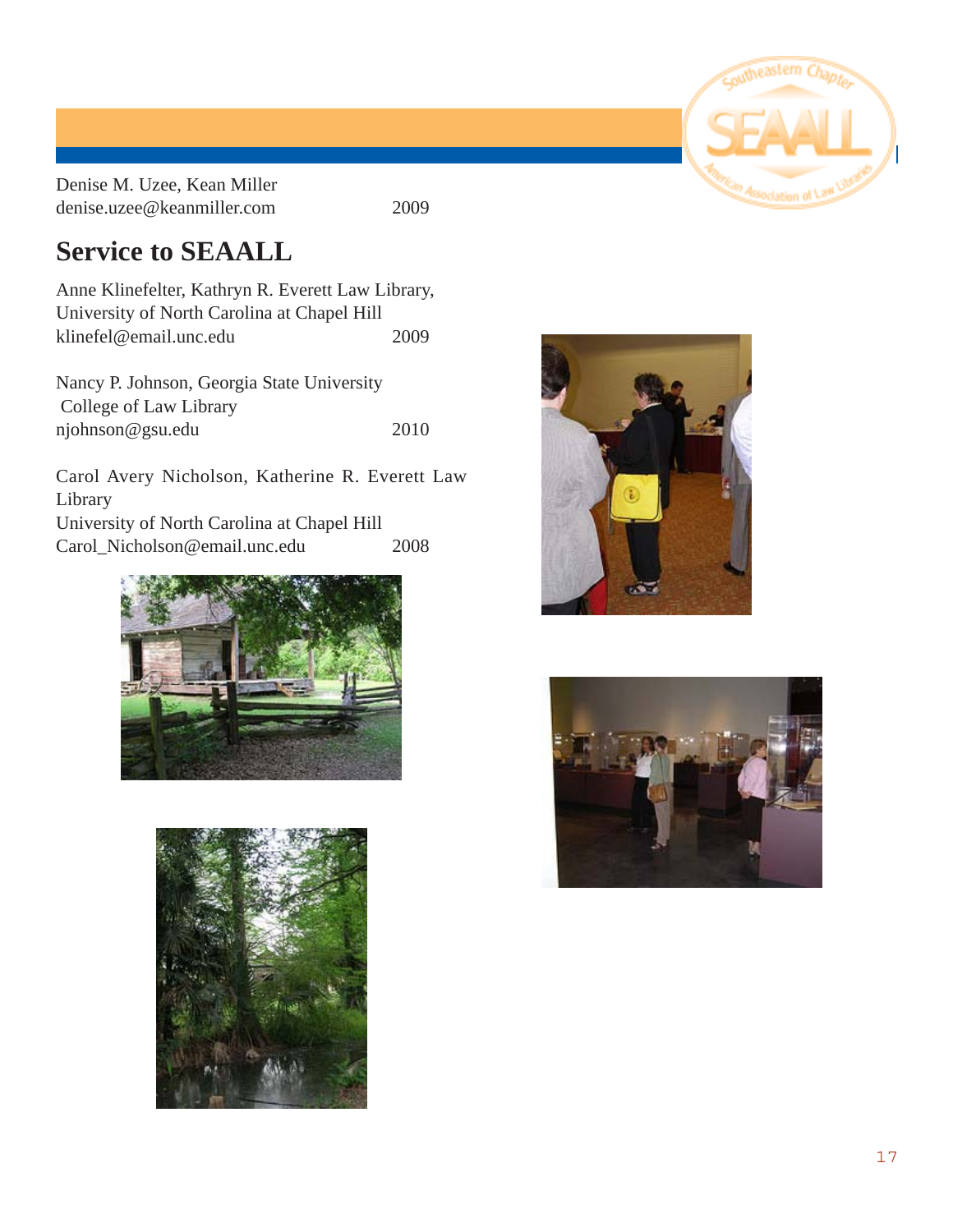Denise M. Uzee, Kean Miller
denise.uzee@keanmiller.com 2009

## Service to SEAALL

Anne Klinefelter, Kathryn R. Everett Law Library,
University of North Carolina at Chapel Hill
klinefel@email.unc.edu 2009

Nancy P. Johnson, Georgia State University
College of Law Library
njohnson@gsu.edu 2010

Carol Avery Nicholson, Katherine R. Everett Law Library
University of North Carolina at Chapel Hill
Carol_Nicholson@email.unc.edu 2008